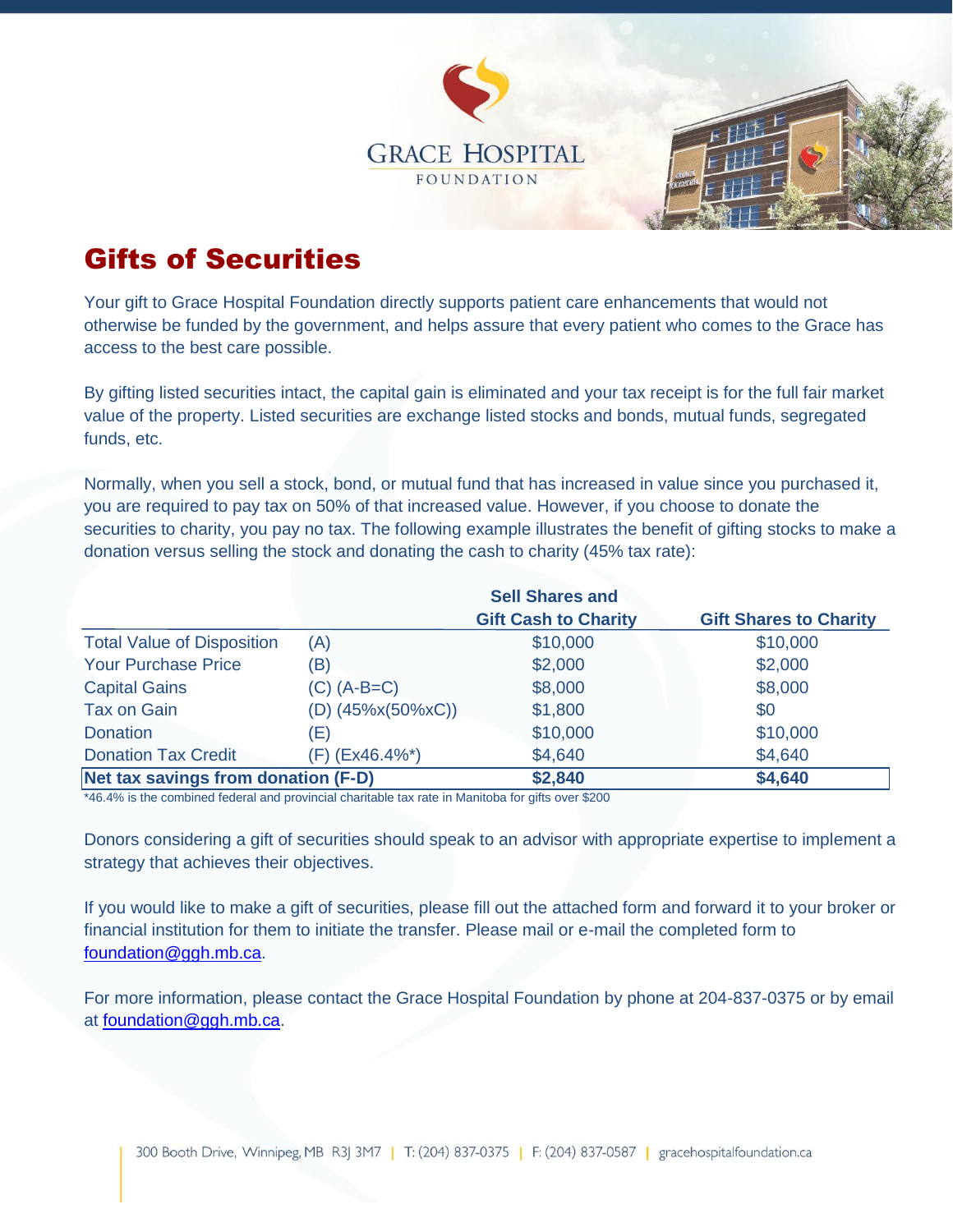# Gifts of Securities

Your gift to Grace Hospital Foundation directly supports patient care enhancements that would not otherwise be funded by the government, and helps assure that every patient who comes to the Grace has access to the best care possible.

By gifting listed securities intact, the capital gain is eliminated and your tax receipt is for the full fair market value of the property. Listed securities are exchange listed stocks and bonds, mutual funds, segregated funds, etc.

Normally, when you sell a stock, bond, or mutual fund that has increased in value since you purchased it, you are required to pay tax on 50% of that increased value. However, if you choose to donate the securities to charity, you pay no tax. The following example illustrates the benefit of gifting stocks to make a donation versus selling the stock and donating the cash to charity (45% tax rate):

| | | Sell Shares and Gift Cash to Charity | Gift Shares to Charity |
|---|---|---|---|
| Total Value of Disposition | (A) | $10,000 | $10,000 |
| Your Purchase Price | (B) | $2,000 | $2,000 |
| Capital Gains | (C) (A-B=C) | $8,000 | $8,000 |
| Tax on Gain | (D) (45%x(50%xC)) | $1,800 | $0 |
| Donation | (E) | $10,000 | $10,000 |
| Donation Tax Credit | (F) (Ex46.4%*) | $4,640 | $4,640 |
| **Net tax savings from donation (F-D)** | | **$2,840** | **$4,640** |

*46.4% is the combined federal and provincial charitable tax rate in Manitoba for gifts over $200

Donors considering a gift of securities should speak to an advisor with appropriate expertise to implement a strategy that achieves their objectives.

If you would like to make a gift of securities, please fill out the attached form and forward it to your broker or financial institution for them to initiate the transfer. Please mail or e-mail the completed form to foundation@ggh.mb.ca.

For more information, please contact the Grace Hospital Foundation by phone at 204-837-0375 or by email at foundation@ggh.mb.ca.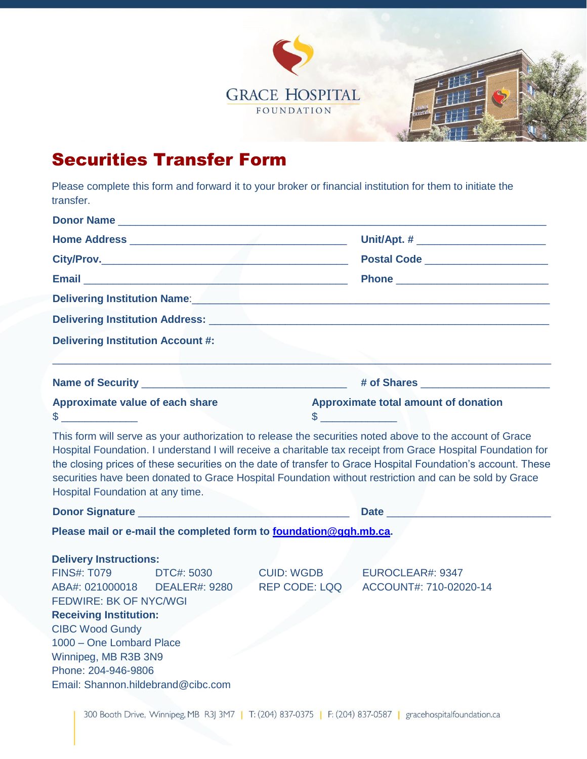GRACE HOSPITAL FOUNDATION

# Securities Transfer Form

Please complete this form and forward it to your broker or financial institution for them to initiate the transfer.

**Donor Name** ___________________________________________________________________________

**Home Address** ______________________________________ **Unit/Apt. #** ______________________

**City/Prov.**_________________________________________ **Postal Code** _____________________

**Email** _____________________________________________ **Phone** ___________________________

**Delivering Institution Name**:________________________________________________________________

**Delivering Institution Address:** ____________________________________________________________

**Delivering Institution Account #:**

_____________________________________________________________________________________

**Name of Security** ___________________________________ **# of Shares** ______________________

**Approximate value of each share**
$ _____________

**Approximate total amount of donation**
$ _____________

This form will serve as your authorization to release the securities noted above to the account of Grace Hospital Foundation. I understand I will receive a charitable tax receipt from Grace Hospital Foundation for the closing prices of these securities on the date of transfer to Grace Hospital Foundation's account. These securities have been donated to Grace Hospital Foundation without restriction and can be sold by Grace Hospital Foundation at any time.

**Donor Signature** ___________________________________ **Date** ___________________________

**Please mail or e-mail the completed form to foundation@ggh.mb.ca.**

**Delivery Instructions:**

| | | | |
|---|---|---|---|
| FINS#: T079 | DTC#: 5030 | CUID: WGDB | EUROCLEAR#: 9347 |
| ABA#: 021000018 | DEALER#: 9280 | REP CODE: LQQ | ACCOUNT#: 710-02020-14 |
| FEDWIRE: BK OF NYC/WGI | | | |

**Receiving Institution:**
CIBC Wood Gundy
1000 – One Lombard Place
Winnipeg, MB R3B 3N9
Phone: 204-946-9806
Email: Shannon.hildebrand@cibc.com

300 Booth Drive, Winnipeg, MB R3J 3M7 | T: (204) 837-0375 | F: (204) 837-0587 | gracehospitalfoundation.ca